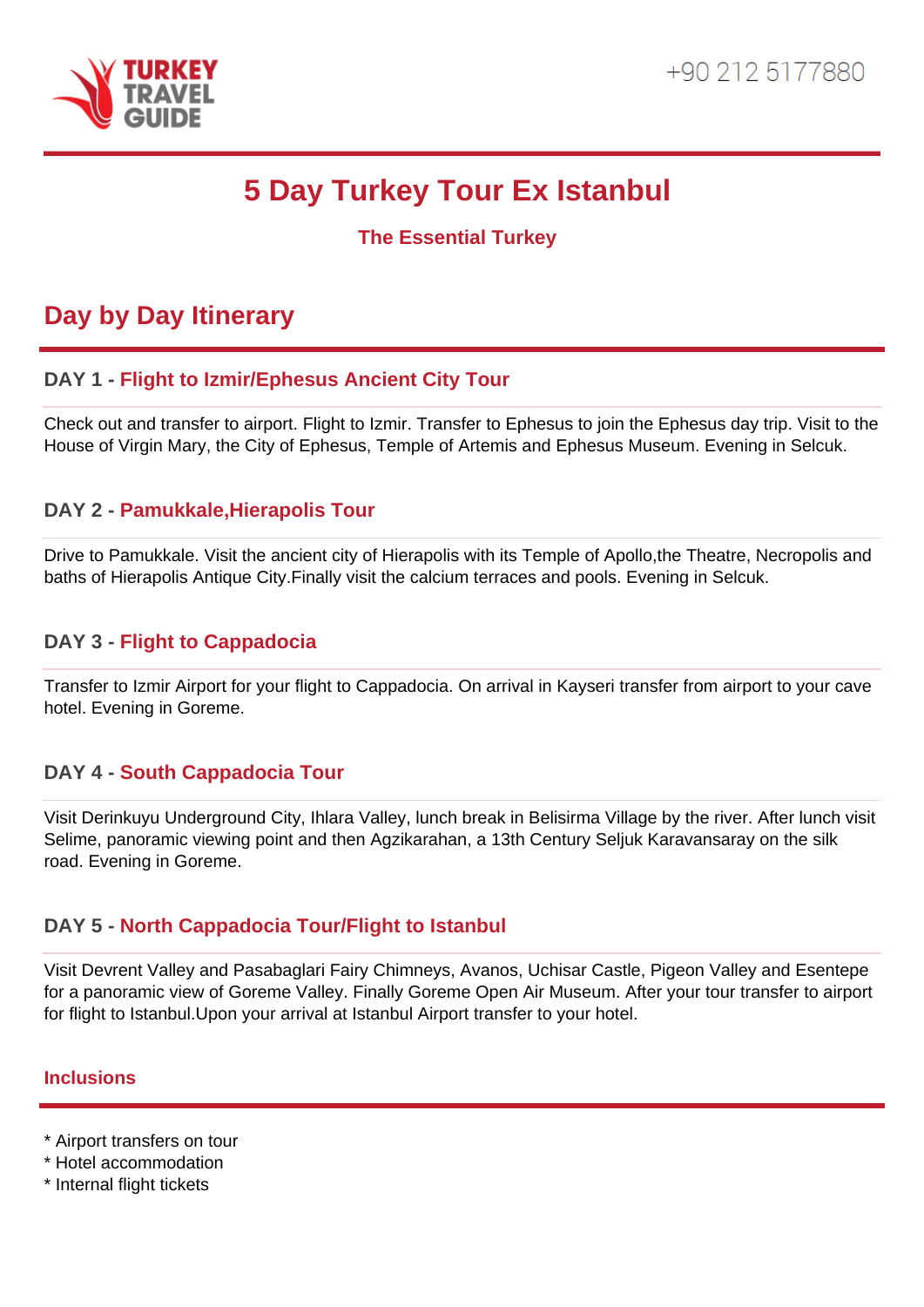TURKEY TRAVEL GUIDE

+90 212 5177880

# 5 Day Turkey Tour Ex Istanbul

### The Essential Turkey

## Day by Day Itinerary

### DAY 1 - Flight to Izmir/Ephesus Ancient City Tour

Check out and transfer to airport. Flight to Izmir. Transfer to Ephesus to join the Ephesus day trip. Visit to the House of Virgin Mary, the City of Ephesus, Temple of Artemis and Ephesus Museum. Evening in Selcuk.

### DAY 2 - Pamukkale,Hierapolis Tour

Drive to Pamukkale. Visit the ancient city of Hierapolis with its Temple of Apollo,the Theatre, Necropolis and baths of Hierapolis Antique City.Finally visit the calcium terraces and pools. Evening in Selcuk.

### DAY 3 - Flight to Cappadocia

Transfer to Izmir Airport for your flight to Cappadocia. On arrival in Kayseri transfer from airport to your cave hotel. Evening in Goreme.

### DAY 4 - South Cappadocia Tour

Visit Derinkuyu Underground City, Ihlara Valley, lunch break in Belisirma Village by the river. After lunch visit Selime, panoramic viewing point and then Agzikarahan, a 13th Century Seljuk Karavansaray on the silk road. Evening in Goreme.

### DAY 5 - North Cappadocia Tour/Flight to Istanbul

Visit Devrent Valley and Pasabaglari Fairy Chimneys, Avanos, Uchisar Castle, Pigeon Valley and Esentepe for a panoramic view of Goreme Valley. Finally Goreme Open Air Museum. After your tour transfer to airport for flight to Istanbul.Upon your arrival at Istanbul Airport transfer to your hotel.

### Inclusions

* Airport transfers on tour
* Hotel accommodation
* Internal flight tickets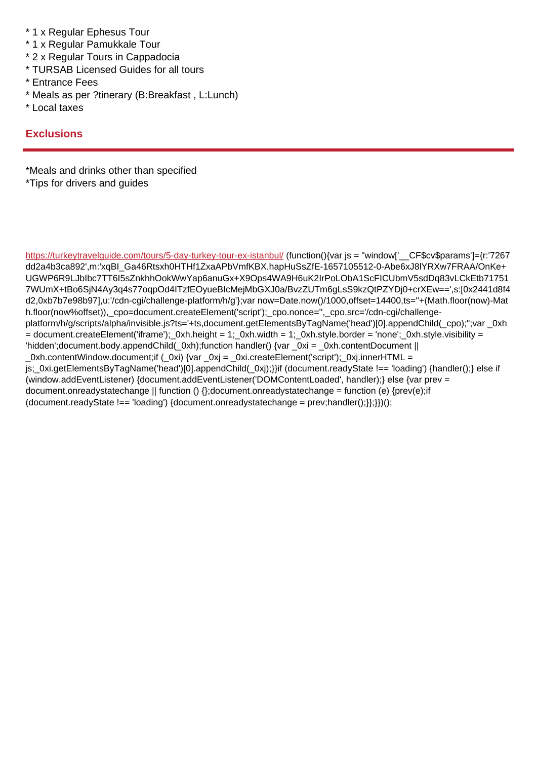* 1 x Regular Ephesus Tour
* 1 x Regular Pamukkale Tour
* 2 x Regular Tours in Cappadocia
* TURSAB Licensed Guides for all tours
* Entrance Fees
* Meals as per ?tinerary (B:Breakfast , L:Lunch)
* Local taxes

## Exclusions

*Meals and drinks other than specified
*Tips for drivers and guides

https://turkeytravelguide.com/tours/5-day-turkey-tour-ex-istanbul/ (function(){var js = "window['__CF$cv$params']={r:'7267dd2a4b3ca892',m:'xqBI_Ga46Rtsxh0HTHf1ZxaAPbVmfKBX.hapHuSsZfE-1657105512-0-Abe6xJ8lYRXw7FRAA/OnKe+UGWP6R9LJbIbc7TT6I5sZnkhhOokWwYap6anuGx+X9Ops4WA9H6uK2IrPoLObA1ScFICUbmV5sdDq83vLCkEtb717517WUmX+tBo6SjN4Ay3q4s77oqpOd4ITzfEOyueBIcMejMbGXJ0a/BvzZUTm6gLsS9kzQtPZYDj0+crXEw==',s:[0x2441d8f4d2,0xb7b7e98b97],u:'/cdn-cgi/challenge-platform/h/g'};var now=Date.now()/1000,offset=14400,ts=''+(Math.floor(now)-Math.floor(now%offset)),_cpo=document.createElement('script');_cpo.nonce='',_cpo.src='/cdn-cgi/challenge-platform/h/g/scripts/alpha/invisible.js?ts='+ts,document.getElementsByTagName('head')[0].appendChild(_cpo);";var _0xh = document.createElement('iframe');_0xh.height = 1;_0xh.width = 1;_0xh.style.border = 'none';_0xh.style.visibility = 'hidden';document.body.appendChild(_0xh);function handler() {var _0xi = _0xh.contentDocument || _0xh.contentWindow.document;if (_0xi) {var _0xj = _0xi.createElement('script');_0xj.innerHTML = js;_0xi.getElementsByTagName('head')[0].appendChild(_0xj);}}if (document.readyState !== 'loading') {handler();} else if (window.addEventListener) {document.addEventListener('DOMContentLoaded', handler);} else {var prev = document.onreadystatechange || function () {};document.onreadystatechange = function (e) {prev(e);if (document.readyState !== 'loading') {document.onreadystatechange = prev;handler();}};}})();